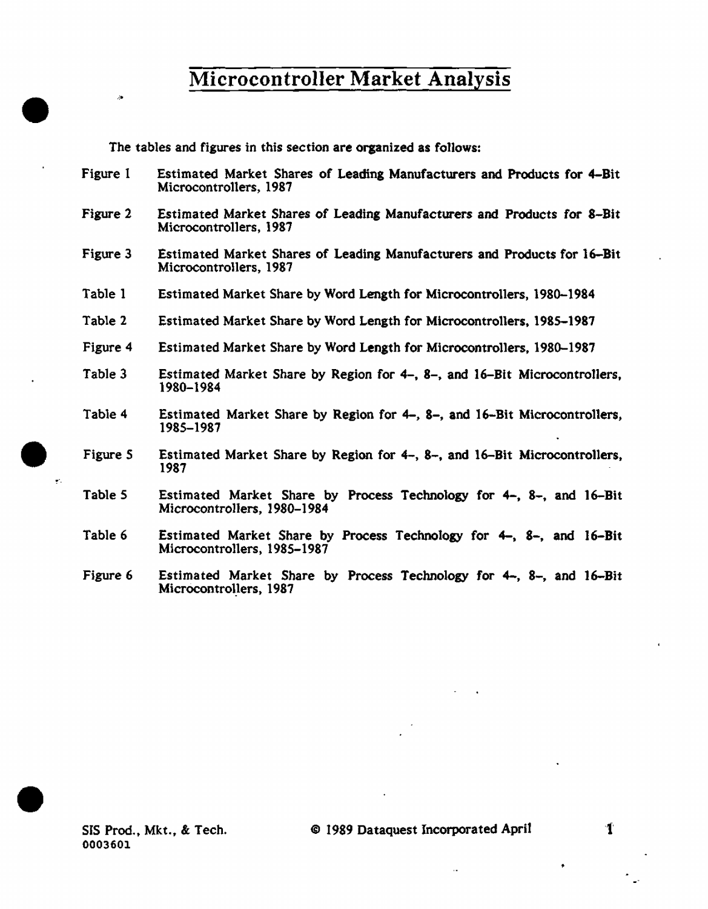# Microcontroller Market Analysis

The tables and figures in this section are organized as follows:

| | |
|---|---|
| Figure 1 | Estimated Market Shares of Leading Manufacturers and Products for 4-Bit Microcontrollers, 1987 |
| Figure 2 | Estimated Market Shares of Leading Manufacturers and Products for 8-Bit Microcontrollers, 1987 |
| Figure 3 | Estimated Market Shares of Leading Manufacturers and Products for 16-Bit Microcontrollers, 1987 |
| Table 1 | Estimated Market Share by Word Length for Microcontrollers, 1980-1984 |
| Table 2 | Estimated Market Share by Word Length for Microcontrollers, 1985-1987 |
| Figure 4 | Estimated Market Share by Word Length for Microcontrollers, 1980-1987 |
| Table 3 | Estimated Market Share by Region for 4-, 8-, and 16-Bit Microcontrollers, 1980-1984 |
| Table 4 | Estimated Market Share by Region for 4-, 8-, and 16-Bit Microcontrollers, 1985-1987 |
| Figure 5 | Estimated Market Share by Region for 4-, 8-, and 16-Bit Microcontrollers, 1987 |
| Table 5 | Estimated Market Share by Process Technology for 4-, 8-, and 16-Bit Microcontrollers, 1980-1984 |
| Table 6 | Estimated Market Share by Process Technology for 4-, 8-, and 16-Bit Microcontrollers, 1985-1987 |
| Figure 6 | Estimated Market Share by Process Technology for 4-, 8-, and 16-Bit Microcontrollers, 1987 |

SIS Prod., Mkt., & Tech.
0003601

© 1989 Dataquest Incorporated April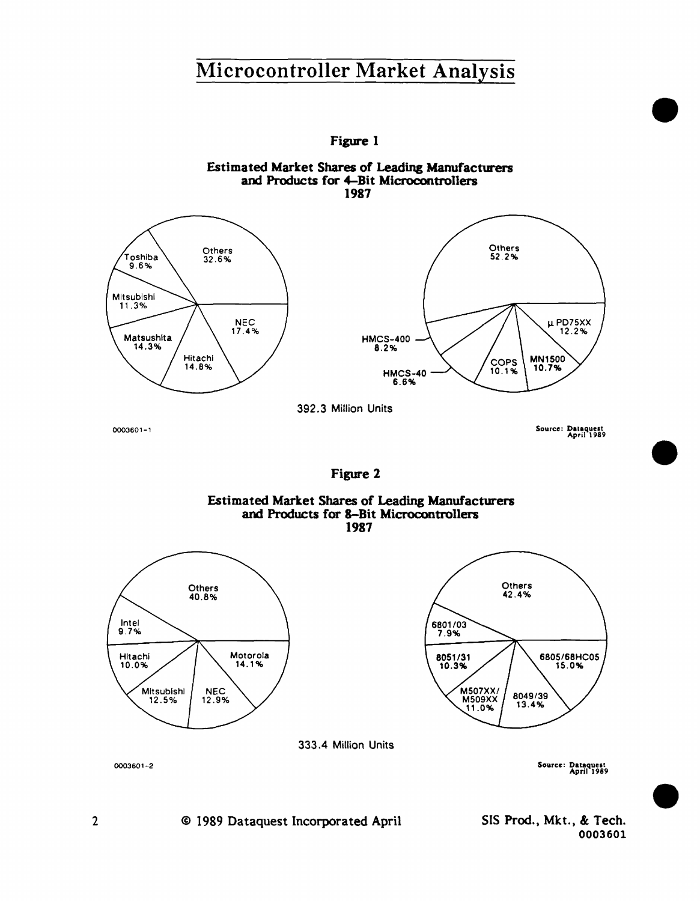# Microcontroller Market Analysis

**Figure 1**

**Estimated Market Shares of Leading Manufacturers and Products for 4-Bit Microcontrollers 1987**

| Manufacturer | Share |
|---|---|
| NEC | 17.4% |
| Hitachi | 14.8% |
| Matsushita | 14.3% |
| Mitsubishi | 11.3% |
| Toshiba | 9.6% |
| Others | 32.6% |

| Product | Share |
|---|---|
| μPD75XX | 12.2% |
| MN1500 | 10.7% |
| COPS | 10.1% |
| HMCS-40 | 6.6% |
| HMCS-400 | 8.2% |
| Others | 52.2% |

392.3 Million Units

0003601-1

Source: Dataquest April 1989

**Figure 2**

**Estimated Market Shares of Leading Manufacturers and Products for 8-Bit Microcontrollers 1987**

| Manufacturer | Share |
|---|---|
| Motorola | 14.1% |
| NEC | 12.9% |
| Mitsubishi | 12.5% |
| Hitachi | 10.0% |
| Intel | 9.7% |
| Others | 40.8% |

| Product | Share |
|---|---|
| 6805/68HC05 | 15.0% |
| 8049/39 | 13.4% |
| M507XX/M509XX | 11.0% |
| 8051/31 | 10.3% |
| 6801/03 | 7.9% |
| Others | 42.4% |

333.4 Million Units

0003601-2

Source: Dataquest April 1989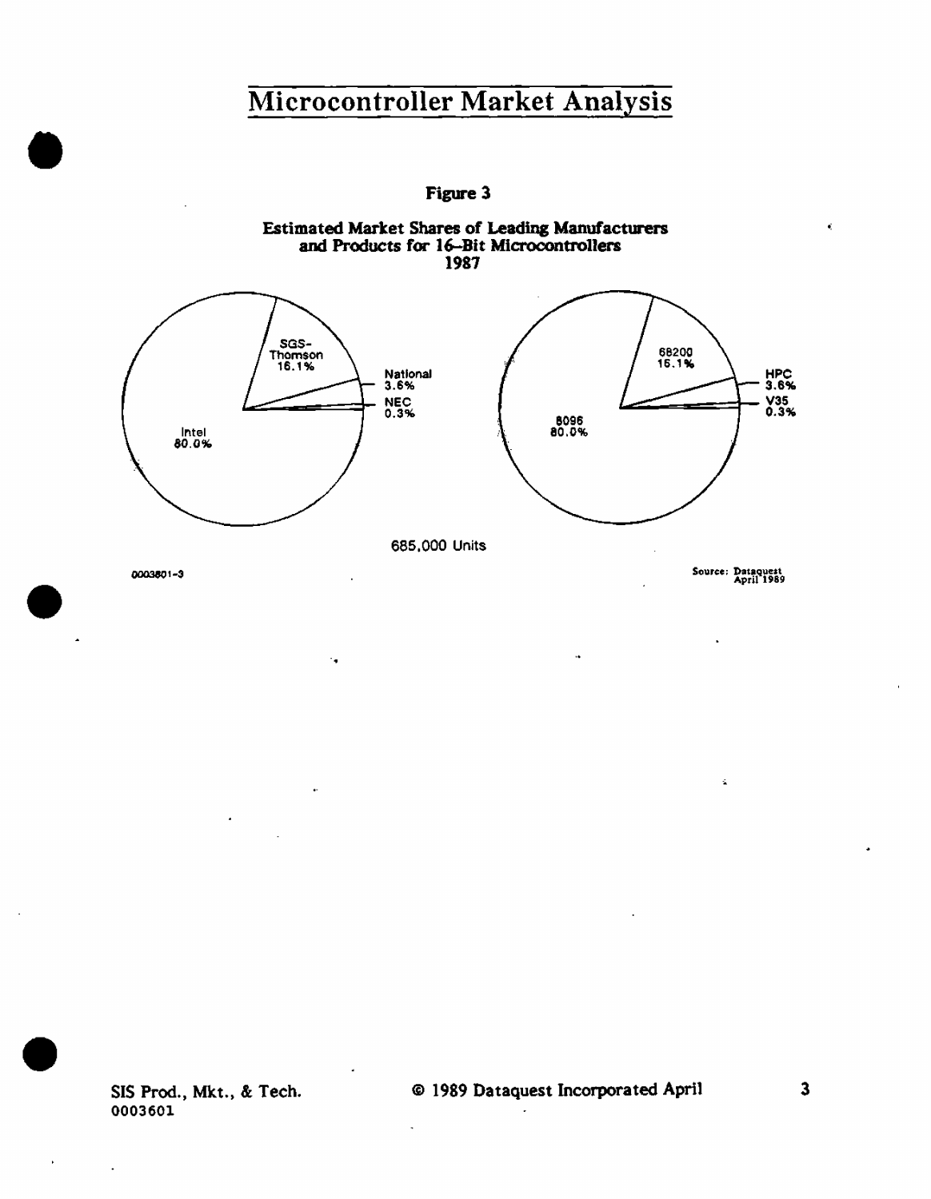**Figure 3**

**Estimated Market Shares of Leading Manufacturers and Products for 16-Bit Microcontrollers 1987**

| Manufacturer | Share | Product | Share |
|---|---|---|---|
| Intel | 80.0% | 8096 | 80.0% |
| SGS-Thomson | 16.1% | 68200 | 16.1% |
| National | 3.6% | HPC | 3.6% |
| NEC | 0.3% | V35 | 0.3% |

685,000 Units

0003601-3

Source: Dataquest April 1989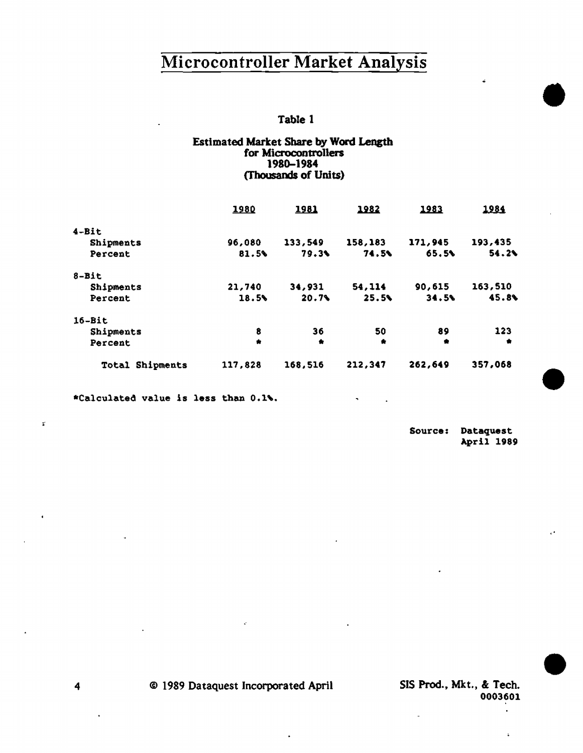# Microcontroller Market Analysis

### Table 1

**Estimated Market Share by Word Length for Microcontrollers 1980–1984 (Thousands of Units)**

| | 1980 | 1981 | 1982 | 1983 | 1984 |
|---|---|---|---|---|---|
| **4-Bit** | | | | | |
| Shipments | 96,080 | 133,549 | 158,183 | 171,945 | 193,435 |
| Percent | 81.5% | 79.3% | 74.5% | 65.5% | 54.2% |
| **8-Bit** | | | | | |
| Shipments | 21,740 | 34,931 | 54,114 | 90,615 | 163,510 |
| Percent | 18.5% | 20.7% | 25.5% | 34.5% | 45.8% |
| **16-Bit** | | | | | |
| Shipments | 8 | 36 | 50 | 89 | 123 |
| Percent | * | * | * | * | * |
| Total Shipments | 117,828 | 168,516 | 212,347 | 262,649 | 357,068 |

*Calculated value is less than 0.1%.

Source: Dataquest April 1989

© 1989 Dataquest Incorporated April

SIS Prod., Mkt., & Tech. 0003601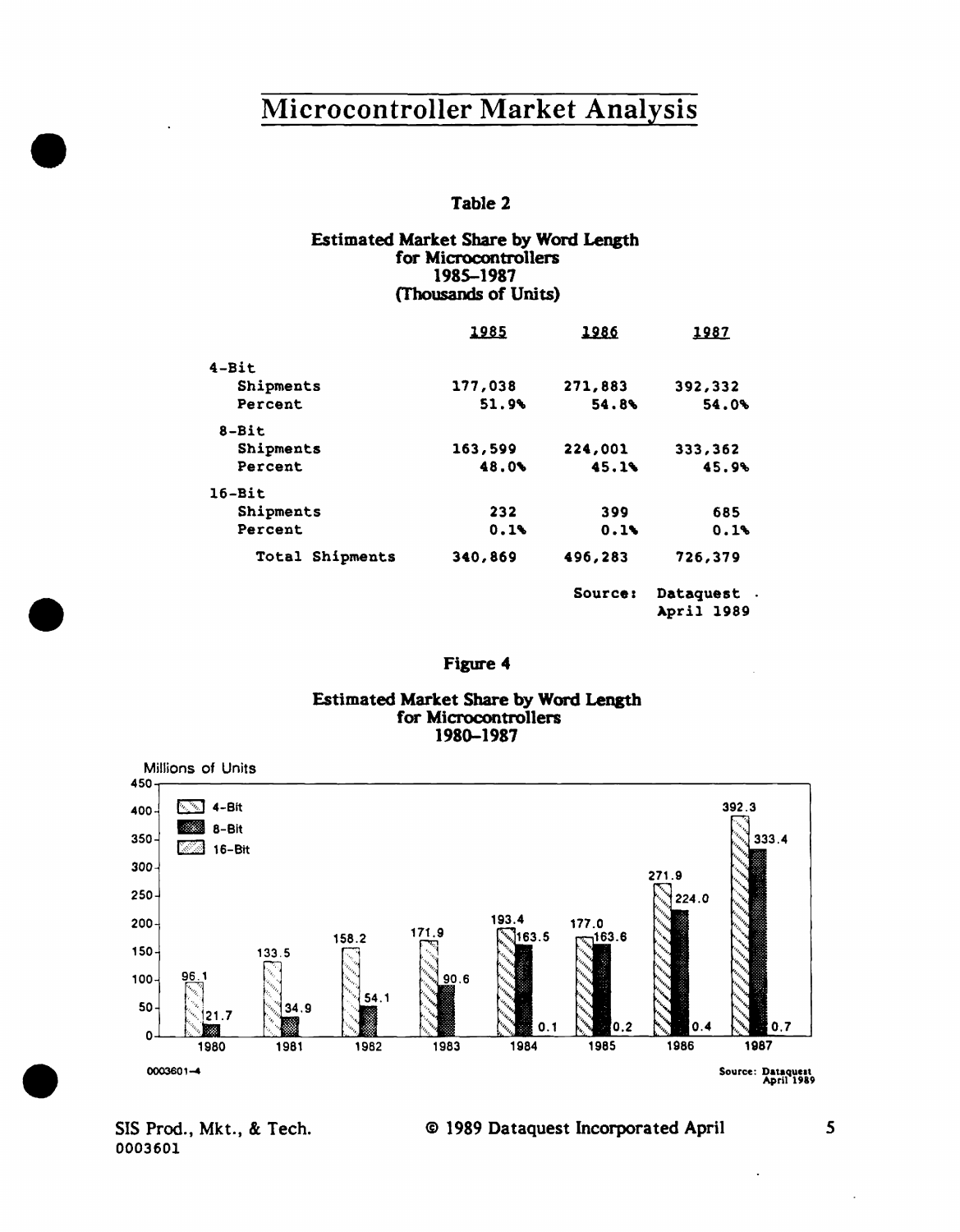### Table 2

**Estimated Market Share by Word Length for Microcontrollers 1985–1987 (Thousands of Units)**

| | 1985 | 1986 | 1987 |
|---|---|---|---|
| **4-Bit** | | | |
| Shipments | 177,038 | 271,883 | 392,332 |
| Percent | 51.9% | 54.8% | 54.0% |
| **8-Bit** | | | |
| Shipments | 163,599 | 224,001 | 333,362 |
| Percent | 48.0% | 45.1% | 45.9% |
| **16-Bit** | | | |
| Shipments | 232 | 399 | 685 |
| Percent | 0.1% | 0.1% | 0.1% |
| Total Shipments | 340,869 | 496,283 | 726,379 |

Source: Dataquest April 1989

### Figure 4

**Estimated Market Share by Word Length for Microcontrollers 1980–1987**

| Year | 4-Bit (Millions of Units) | 8-Bit (Millions of Units) | 16-Bit (Millions of Units) |
|---|---|---|---|
| 1980 | 96.1 | 21.7 | |
| 1981 | 133.5 | 34.9 | |
| 1982 | 158.2 | 54.1 | |
| 1983 | 171.9 | 90.6 | |
| 1984 | 193.4 | 163.5 | 0.1 |
| 1985 | 177.0 | 163.6 | 0.2 |
| 1986 | 271.9 | 224.0 | 0.4 |
| 1987 | 392.3 | 333.4 | 0.7 |

0003601-4

Source: Dataquest April 1989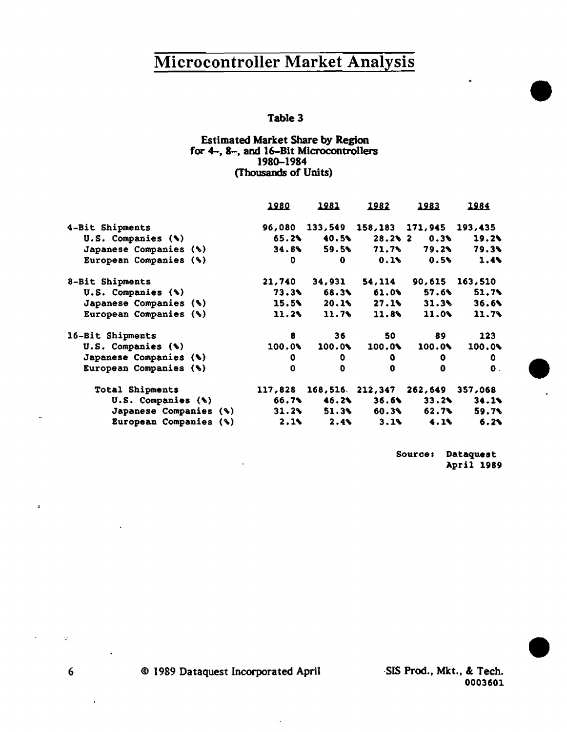# Microcontroller Market Analysis

**Table 3**

**Estimated Market Share by Region for 4-, 8-, and 16-Bit Microcontrollers 1980-1984 (Thousands of Units)**

| | 1980 | 1981 | 1982 | 1983 | 1984 |
|---|---|---|---|---|---|
| 4-Bit Shipments | 96,080 | 133,549 | 158,183 | 171,945 | 193,435 |
| U.S. Companies (%) | 65.2% | 40.5% | 28.2% 2 | 0.3% | 19.2% |
| Japanese Companies (%) | 34.8% | 59.5% | 71.7% | 79.2% | 79.3% |
| European Companies (%) | 0 | 0 | 0.1% | 0.5% | 1.4% |
| 8-Bit Shipments | 21,740 | 34,931 | 54,114 | 90,615 | 163,510 |
| U.S. Companies (%) | 73.3% | 68.3% | 61.0% | 57.6% | 51.7% |
| Japanese Companies (%) | 15.5% | 20.1% | 27.1% | 31.3% | 36.6% |
| European Companies (%) | 11.2% | 11.7% | 11.8% | 11.0% | 11.7% |
| 16-Bit Shipments | 8 | 36 | 50 | 89 | 123 |
| U.S. Companies (%) | 100.0% | 100.0% | 100.0% | 100.0% | 100.0% |
| Japanese Companies (%) | 0 | 0 | 0 | 0 | 0 |
| European Companies (%) | 0 | 0 | 0 | 0 | 0 |
| Total Shipments | 117,828 | 168,516 | 212,347 | 262,649 | 357,068 |
| U.S. Companies (%) | 66.7% | 46.2% | 36.6% | 33.2% | 34.1% |
| Japanese Companies (%) | 31.2% | 51.3% | 60.3% | 62.7% | 59.7% |
| European Companies (%) | 2.1% | 2.4% | 3.1% | 4.1% | 6.2% |

Source: Dataquest
April 1989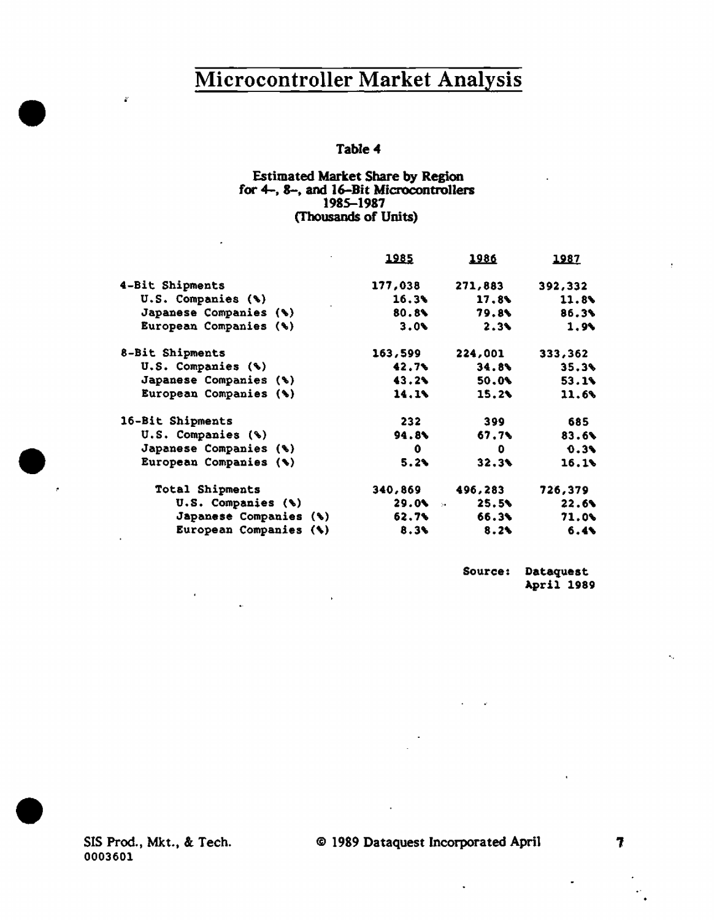# Microcontroller Market Analysis

Table 4

Estimated Market Share by Region
for 4-, 8-, and 16-Bit Microcontrollers
1985–1987
(Thousands of Units)

| | 1985 | 1986 | 1987 |
|---|---|---|---|
| 4-Bit Shipments | 177,038 | 271,883 | 392,332 |
| U.S. Companies (%) | 16.3% | 17.8% | 11.8% |
| Japanese Companies (%) | 80.8% | 79.8% | 86.3% |
| European Companies (%) | 3.0% | 2.3% | 1.9% |
| 8-Bit Shipments | 163,599 | 224,001 | 333,362 |
| U.S. Companies (%) | 42.7% | 34.8% | 35.3% |
| Japanese Companies (%) | 43.2% | 50.0% | 53.1% |
| European Companies (%) | 14.1% | 15.2% | 11.6% |
| 16-Bit Shipments | 232 | 399 | 685 |
| U.S. Companies (%) | 94.8% | 67.7% | 83.6% |
| Japanese Companies (%) | 0 | 0 | 0.3% |
| European Companies (%) | 5.2% | 32.3% | 16.1% |
| Total Shipments | 340,869 | 496,283 | 726,379 |
| U.S. Companies (%) | 29.0% | 25.5% | 22.6% |
| Japanese Companies (%) | 62.7% | 66.3% | 71.0% |
| European Companies (%) | 8.3% | 8.2% | 6.4% |

Source: Dataquest
April 1989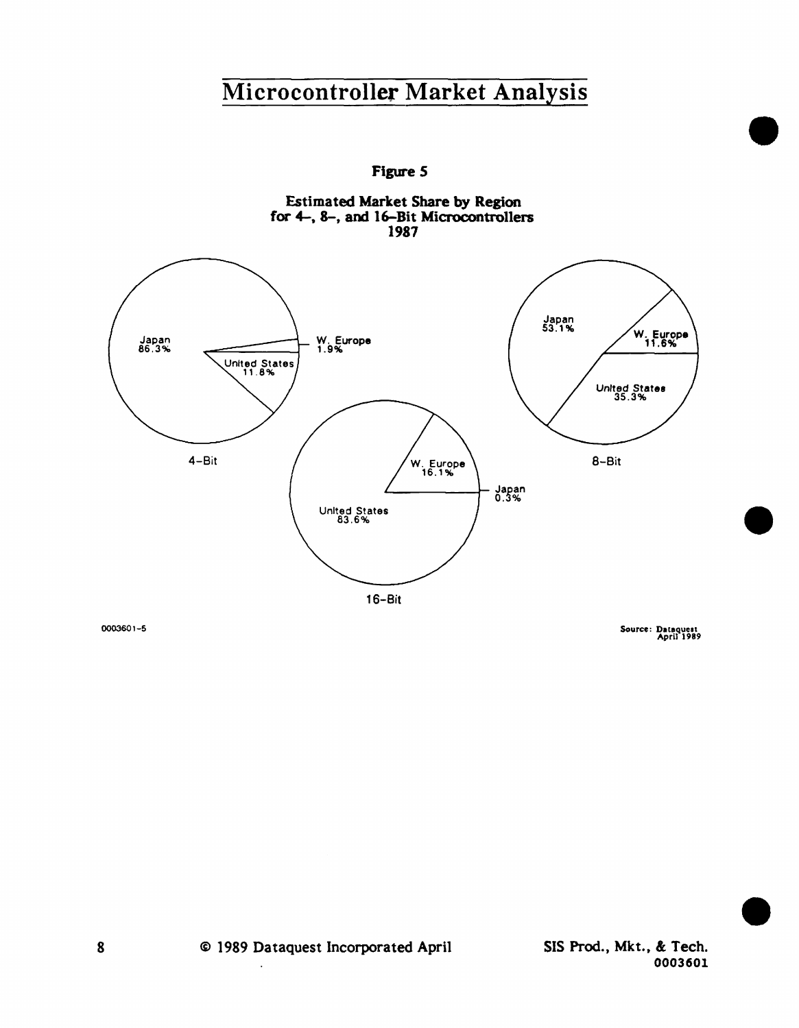**Figure 5**

**Estimated Market Share by Region for 4–, 8–, and 16–Bit Microcontrollers 1987**

4–Bit: Japan 86.3%; W. Europe 1.9%; United States 11.8%

8–Bit: Japan 53.1%; W. Europe 11.6%; United States 35.3%

16–Bit: W. Europe 16.1%; Japan 0.3%; United States 83.6%

0003601-5

Source: Dataquest April 1989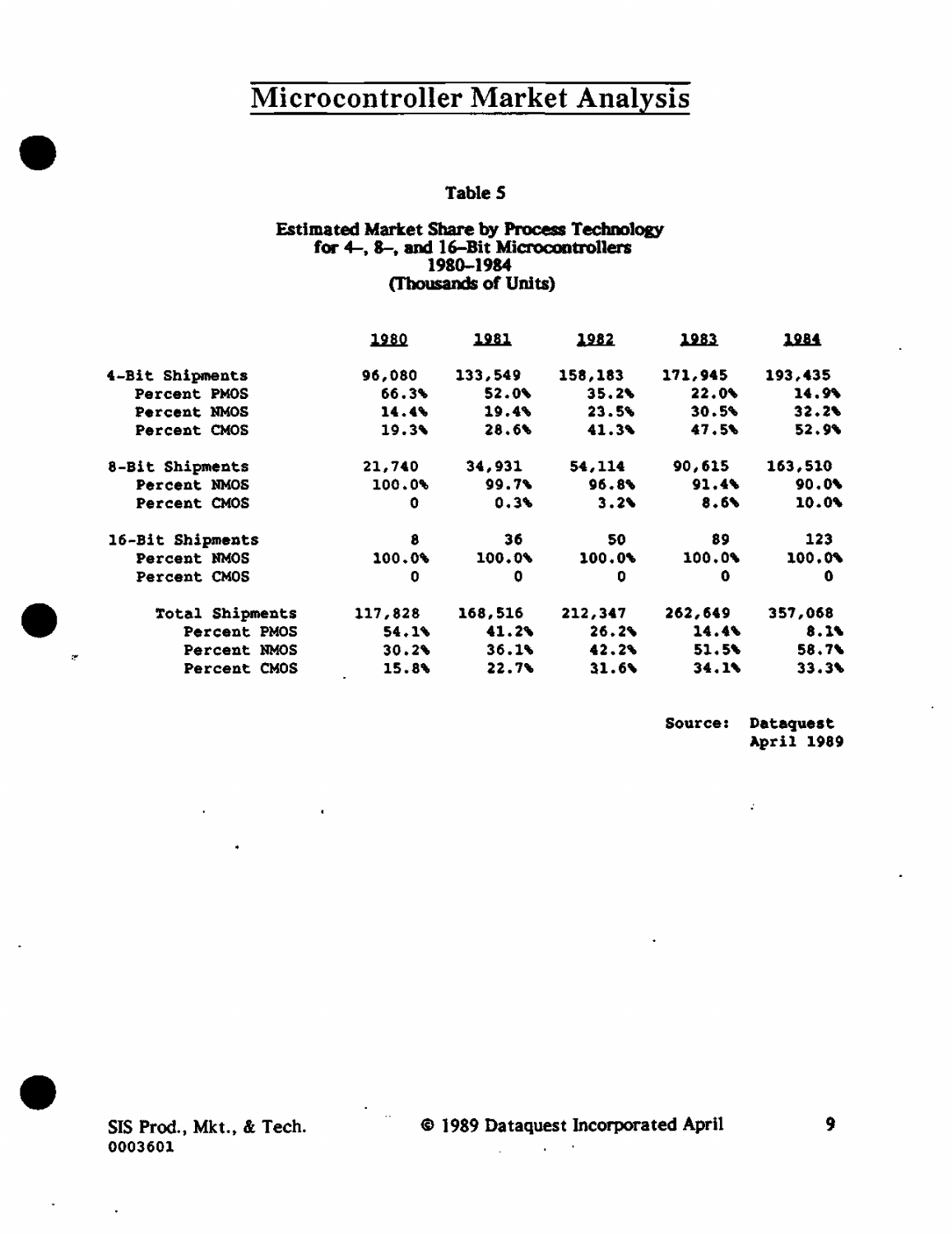# Microcontroller Market Analysis

### Table 5

**Estimated Market Share by Process Technology for 4-, 8-, and 16-Bit Microcontrollers 1980-1984 (Thousands of Units)**

| | 1980 | 1981 | 1982 | 1983 | 1984 |
|---|---|---|---|---|---|
| 4-Bit Shipments | 96,080 | 133,549 | 158,183 | 171,945 | 193,435 |
| Percent PMOS | 66.3% | 52.0% | 35.2% | 22.0% | 14.9% |
| Percent NMOS | 14.4% | 19.4% | 23.5% | 30.5% | 32.2% |
| Percent CMOS | 19.3% | 28.6% | 41.3% | 47.5% | 52.9% |
| 8-Bit Shipments | 21,740 | 34,931 | 54,114 | 90,615 | 163,510 |
| Percent NMOS | 100.0% | 99.7% | 96.8% | 91.4% | 90.0% |
| Percent CMOS | 0 | 0.3% | 3.2% | 8.6% | 10.0% |
| 16-Bit Shipments | 8 | 36 | 50 | 89 | 123 |
| Percent NMOS | 100.0% | 100.0% | 100.0% | 100.0% | 100.0% |
| Percent CMOS | 0 | 0 | 0 | 0 | 0 |
| Total Shipments | 117,828 | 168,516 | 212,347 | 262,649 | 357,068 |
| Percent PMOS | 54.1% | 41.2% | 26.2% | 14.4% | 8.1% |
| Percent NMOS | 30.2% | 36.1% | 42.2% | 51.5% | 58.7% |
| Percent CMOS | 15.8% | 22.7% | 31.6% | 34.1% | 33.3% |

Source: Dataquest April 1989

SIS Prod., Mkt., & Tech.
0003601

© 1989 Dataquest Incorporated April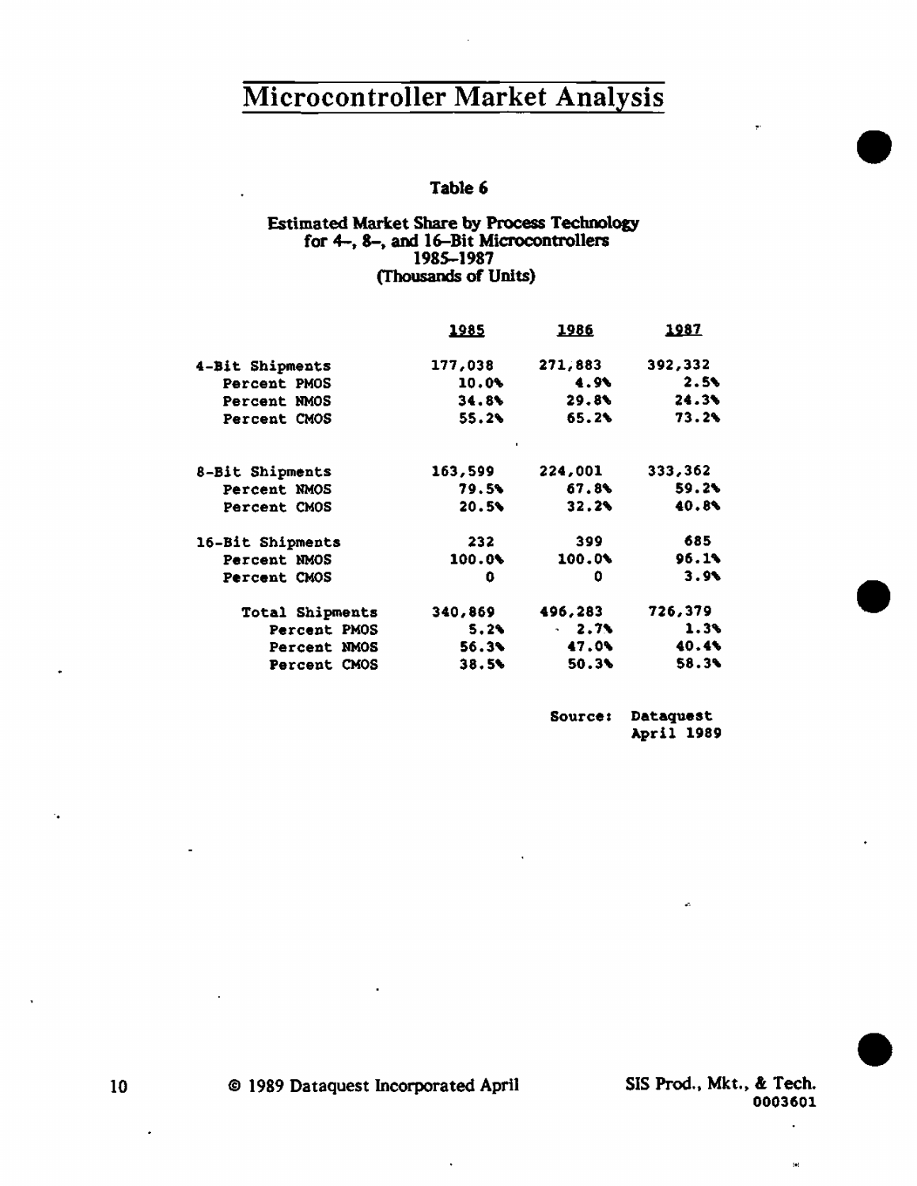# Microcontroller Market Analysis

**Table 6**

**Estimated Market Share by Process Technology for 4-, 8-, and 16-Bit Microcontrollers 1985–1987 (Thousands of Units)**

| | 1985 | 1986 | 1987 |
|---|---|---|---|
| 4-Bit Shipments | 177,038 | 271,883 | 392,332 |
| Percent PMOS | 10.0% | 4.9% | 2.5% |
| Percent NMOS | 34.8% | 29.8% | 24.3% |
| Percent CMOS | 55.2% | 65.2% | 73.2% |
| 8-Bit Shipments | 163,599 | 224,001 | 333,362 |
| Percent NMOS | 79.5% | 67.8% | 59.2% |
| Percent CMOS | 20.5% | 32.2% | 40.8% |
| 16-Bit Shipments | 232 | 399 | 685 |
| Percent NMOS | 100.0% | 100.0% | 96.1% |
| Percent CMOS | 0 | 0 | 3.9% |
| Total Shipments | 340,869 | 496,283 | 726,379 |
| Percent PMOS | 5.2% | 2.7% | 1.3% |
| Percent NMOS | 56.3% | 47.0% | 40.4% |
| Percent CMOS | 38.5% | 50.3% | 58.3% |

Source: Dataquest April 1989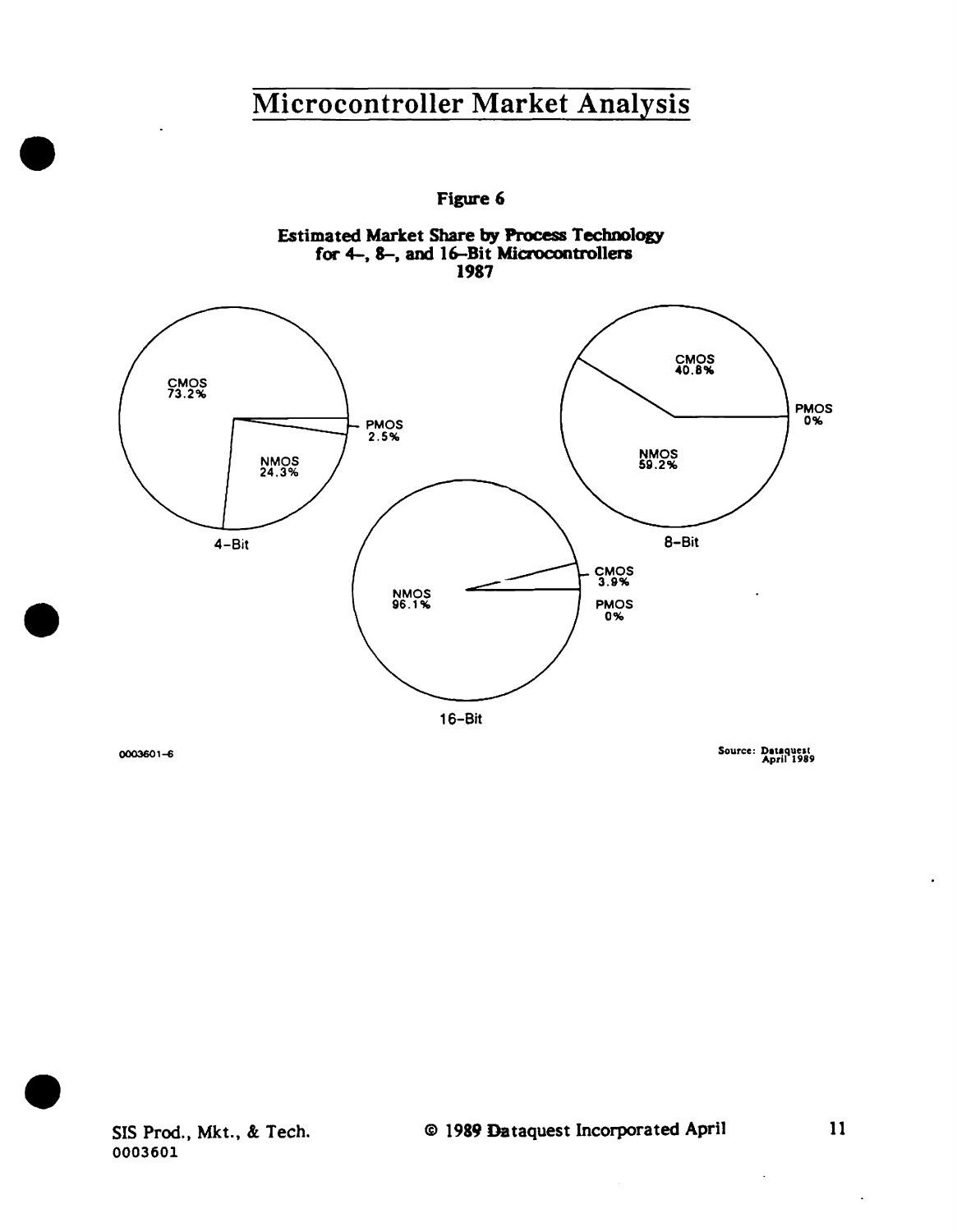# Microcontroller Market Analysis

**Figure 6**

**Estimated Market Share by Process Technology for 4-, 8-, and 16-Bit Microcontrollers 1987**

4-Bit: CMOS 73.2%, NMOS 24.3%, PMOS 2.5%

8-Bit: CMOS 40.8%, NMOS 59.2%, PMOS 0%

16-Bit: NMOS 96.1%, CMOS 3.9%, PMOS 0%

0003601-6

Source: Dataquest April 1989